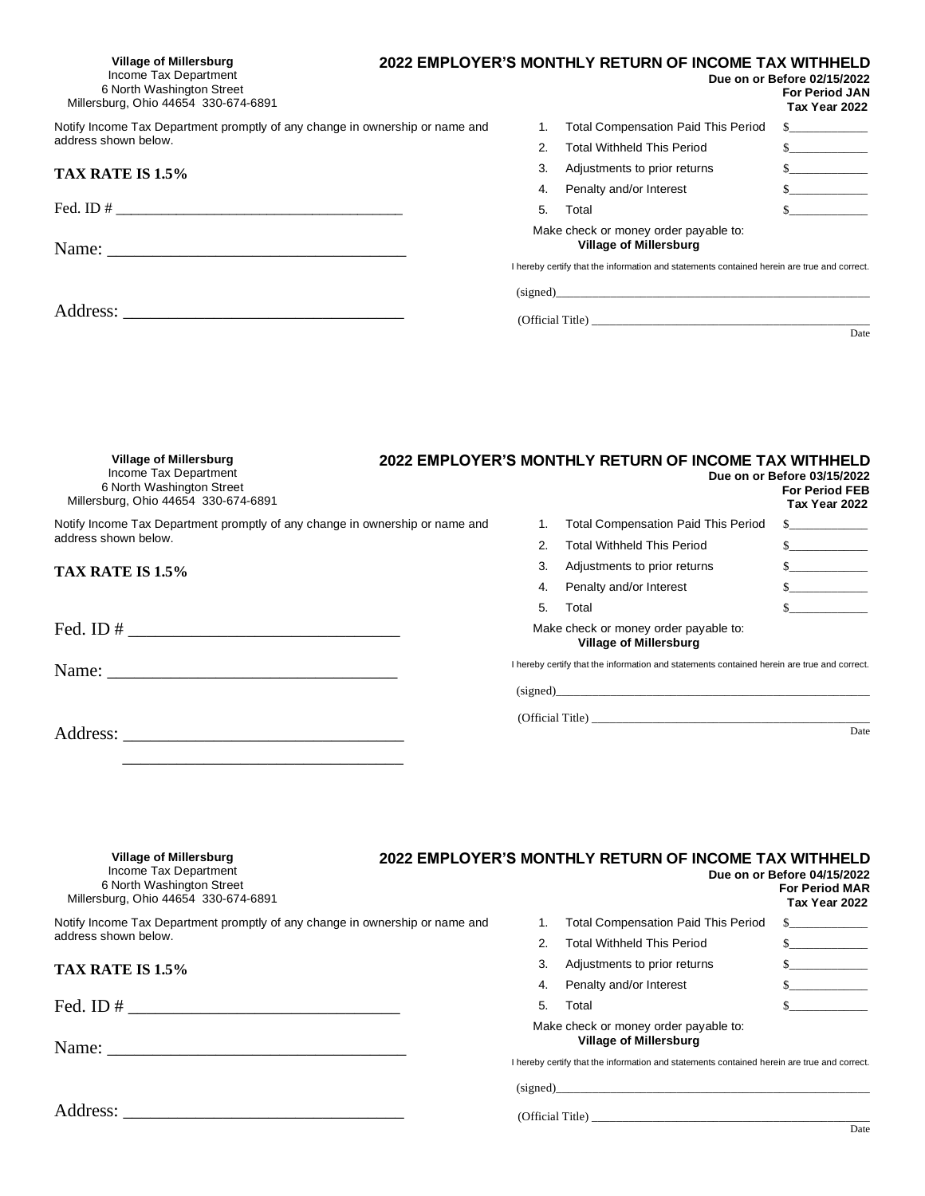**Village of Millersburg**
Income Tax Department
6 North Washington Street
Millersburg, Ohio 44654 330-674-6891

## 2022 EMPLOYER'S MONTHLY RETURN OF INCOME TAX WITHHELD

**Due on or Before 02/15/2022**
**For Period JAN**
**Tax Year 2022**

Notify Income Tax Department promptly of any change in ownership or name and address shown below.

**TAX RATE IS 1.5%**

Fed. ID # ______________________________________

Name: ___________________________________

Address: _________________________________

| | | |
|---|---|---|
| 1. | Total Compensation Paid This Period | $____________ |
| 2. | Total Withheld This Period | $____________ |
| 3. | Adjustments to prior returns | $____________ |
| 4. | Penalty and/or Interest | $____________ |
| 5. | Total | $____________ |

Make check or money order payable to:
**Village of Millersburg**

I hereby certify that the information and statements contained herein are true and correct.

(signed)_____________________________________________________

(Official Title) ______________________________________________
Date

---

**Village of Millersburg**
Income Tax Department
6 North Washington Street
Millersburg, Ohio 44654 330-674-6891

## 2022 EMPLOYER'S MONTHLY RETURN OF INCOME TAX WITHHELD

**Due on or Before 03/15/2022**
**For Period FEB**
**Tax Year 2022**

Notify Income Tax Department promptly of any change in ownership or name and address shown below.

**TAX RATE IS 1.5%**

Fed. ID # ______________________________

Name: ________________________________

Address: _________________________________
_________________________________

| | | |
|---|---|---|
| 1. | Total Compensation Paid This Period | $____________ |
| 2. | Total Withheld This Period | $____________ |
| 3. | Adjustments to prior returns | $____________ |
| 4. | Penalty and/or Interest | $____________ |
| 5. | Total | $____________ |

Make check or money order payable to:
**Village of Millersburg**

I hereby certify that the information and statements contained herein are true and correct.

(signed)_____________________________________________________

(Official Title) ______________________________________________
Date

---

**Village of Millersburg**
Income Tax Department
6 North Washington Street
Millersburg, Ohio 44654 330-674-6891

## 2022 EMPLOYER'S MONTHLY RETURN OF INCOME TAX WITHHELD

**Due on or Before 04/15/2022**
**For Period MAR**
**Tax Year 2022**

Notify Income Tax Department promptly of any change in ownership or name and address shown below.

**TAX RATE IS 1.5%**

Fed. ID # ______________________________

Name: ___________________________________

Address: _________________________________

| | | |
|---|---|---|
| 1. | Total Compensation Paid This Period | $____________ |
| 2. | Total Withheld This Period | $____________ |
| 3. | Adjustments to prior returns | $____________ |
| 4. | Penalty and/or Interest | $____________ |
| 5. | Total | $____________ |

Make check or money order payable to:
**Village of Millersburg**

I hereby certify that the information and statements contained herein are true and correct.

(signed)_____________________________________________________

(Official Title) ______________________________________________
Date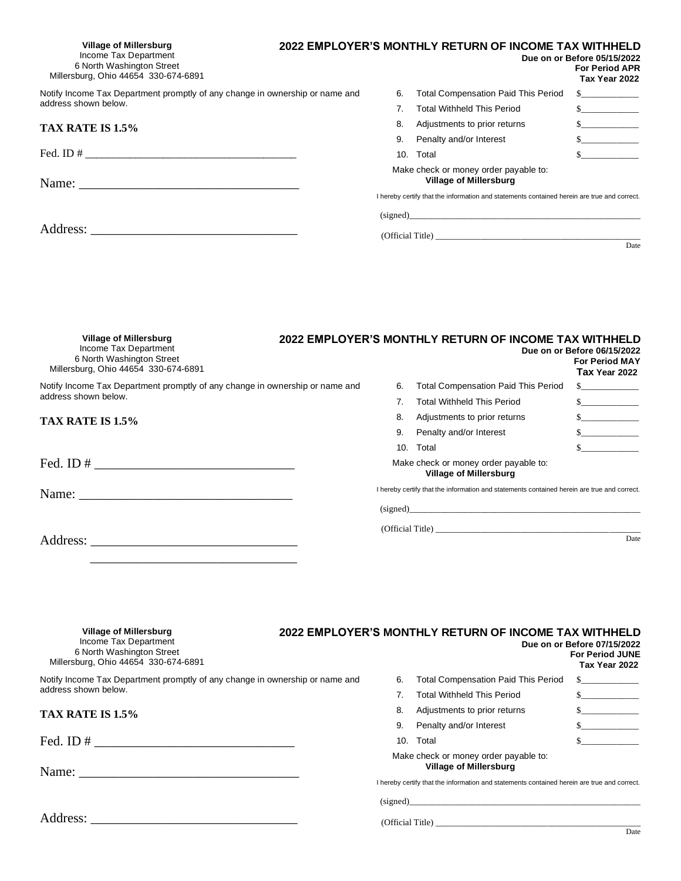**Village of Millersburg**
Income Tax Department
6 North Washington Street
Millersburg, Ohio 44654 330-674-6891

## 2022 EMPLOYER'S MONTHLY RETURN OF INCOME TAX WITHHELD

**Due on or Before 05/15/2022**
**For Period APR**
**Tax Year 2022**

Notify Income Tax Department promptly of any change in ownership or name and address shown below.

**TAX RATE IS 1.5%**

Fed. ID # ______________________________________

Name: ___________________________________

Address: _________________________________

| | | |
|---|---|---|
| 6. | Total Compensation Paid This Period | $____________ |
| 7. | Total Withheld This Period | $____________ |
| 8. | Adjustments to prior returns | $____________ |
| 9. | Penalty and/or Interest | $____________ |
| 10. | Total | $____________ |

Make check or money order payable to:
**Village of Millersburg**

I hereby certify that the information and statements contained herein are true and correct.

(signed)_____________________________________________________

(Official Title) ______________________________________________
Date

---

**Village of Millersburg**
Income Tax Department
6 North Washington Street
Millersburg, Ohio 44654 330-674-6891

## 2022 EMPLOYER'S MONTHLY RETURN OF INCOME TAX WITHHELD

**Due on or Before 06/15/2022**
**For Period MAY**
**Tax Year 2022**

Notify Income Tax Department promptly of any change in ownership or name and address shown below.

**TAX RATE IS 1.5%**

Fed. ID # _______________________________

Name: _________________________________

Address: _________________________________
_________________________________

| | | |
|---|---|---|
| 6. | Total Compensation Paid This Period | $____________ |
| 7. | Total Withheld This Period | $____________ |
| 8. | Adjustments to prior returns | $____________ |
| 9. | Penalty and/or Interest | $____________ |
| 10. | Total | $____________ |

Make check or money order payable to:
**Village of Millersburg**

I hereby certify that the information and statements contained herein are true and correct.

(signed)_____________________________________________________

(Official Title) ______________________________________________
Date

---

**Village of Millersburg**
Income Tax Department
6 North Washington Street
Millersburg, Ohio 44654 330-674-6891

## 2022 EMPLOYER'S MONTHLY RETURN OF INCOME TAX WITHHELD

**Due on or Before 07/15/2022**
**For Period JUNE**
**Tax Year 2022**

Notify Income Tax Department promptly of any change in ownership or name and address shown below.

**TAX RATE IS 1.5%**

Fed. ID # _______________________________

Name: ___________________________________

Address: _________________________________

| | | |
|---|---|---|
| 6. | Total Compensation Paid This Period | $____________ |
| 7. | Total Withheld This Period | $____________ |
| 8. | Adjustments to prior returns | $____________ |
| 9. | Penalty and/or Interest | $____________ |
| 10. | Total | $____________ |

Make check or money order payable to:
**Village of Millersburg**

I hereby certify that the information and statements contained herein are true and correct.

(signed)_____________________________________________________

(Official Title) ______________________________________________
Date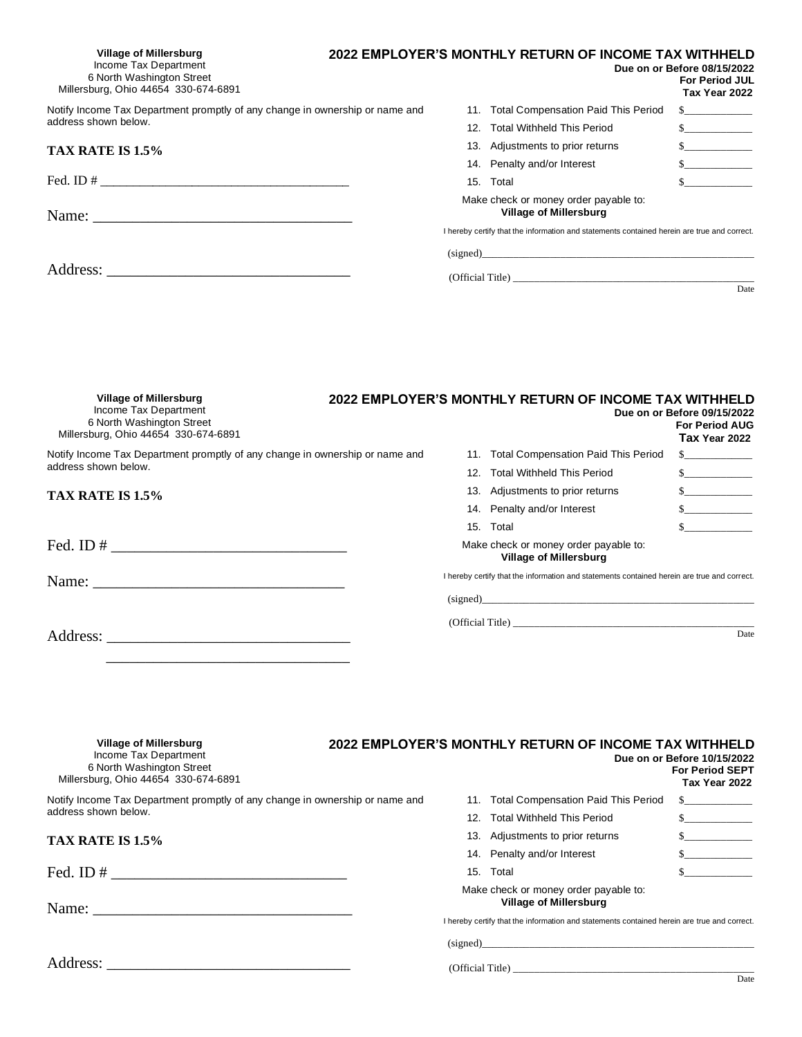**Village of Millersburg**
Income Tax Department
6 North Washington Street
Millersburg, Ohio 44654 330-674-6891

## 2022 EMPLOYER'S MONTHLY RETURN OF INCOME TAX WITHHELD

**Due on or Before 08/15/2022**
**For Period JUL**
**Tax Year 2022**

Notify Income Tax Department promptly of any change in ownership or name and address shown below.

**TAX RATE IS 1.5%**

Fed. ID # ____________________________________

Name: ________________________________

Address: ______________________________

| | | |
|---|---|---|
| 11. | Total Compensation Paid This Period | $____________ |
| 12. | Total Withheld This Period | $____________ |
| 13. | Adjustments to prior returns | $____________ |
| 14. | Penalty and/or Interest | $____________ |
| 15. | Total | $____________ |

Make check or money order payable to:
**Village of Millersburg**

I hereby certify that the information and statements contained herein are true and correct.

(signed)_______________________________________________

(Official Title) _________________________________________
Date

---

**Village of Millersburg**
Income Tax Department
6 North Washington Street
Millersburg, Ohio 44654 330-674-6891

## 2022 EMPLOYER'S MONTHLY RETURN OF INCOME TAX WITHHELD

**Due on or Before 09/15/2022**
**For Period AUG**
**Tax Year 2022**

Notify Income Tax Department promptly of any change in ownership or name and address shown below.

**TAX RATE IS 1.5%**

Fed. ID # ____________________________

Name: ______________________________

Address: ______________________________
______________________________

| | | |
|---|---|---|
| 11. | Total Compensation Paid This Period | $____________ |
| 12. | Total Withheld This Period | $____________ |
| 13. | Adjustments to prior returns | $____________ |
| 14. | Penalty and/or Interest | $____________ |
| 15. | Total | $____________ |

Make check or money order payable to:
**Village of Millersburg**

I hereby certify that the information and statements contained herein are true and correct.

(signed)_______________________________________________

(Official Title) _________________________________________
Date

---

**Village of Millersburg**
Income Tax Department
6 North Washington Street
Millersburg, Ohio 44654 330-674-6891

## 2022 EMPLOYER'S MONTHLY RETURN OF INCOME TAX WITHHELD

**Due on or Before 10/15/2022**
**For Period SEPT**
**Tax Year 2022**

Notify Income Tax Department promptly of any change in ownership or name and address shown below.

**TAX RATE IS 1.5%**

Fed. ID # ____________________________

Name: ________________________________

Address: ______________________________

| | | |
|---|---|---|
| 11. | Total Compensation Paid This Period | $____________ |
| 12. | Total Withheld This Period | $____________ |
| 13. | Adjustments to prior returns | $____________ |
| 14. | Penalty and/or Interest | $____________ |
| 15. | Total | $____________ |

Make check or money order payable to:
**Village of Millersburg**

I hereby certify that the information and statements contained herein are true and correct.

(signed)_______________________________________________

(Official Title) _________________________________________
Date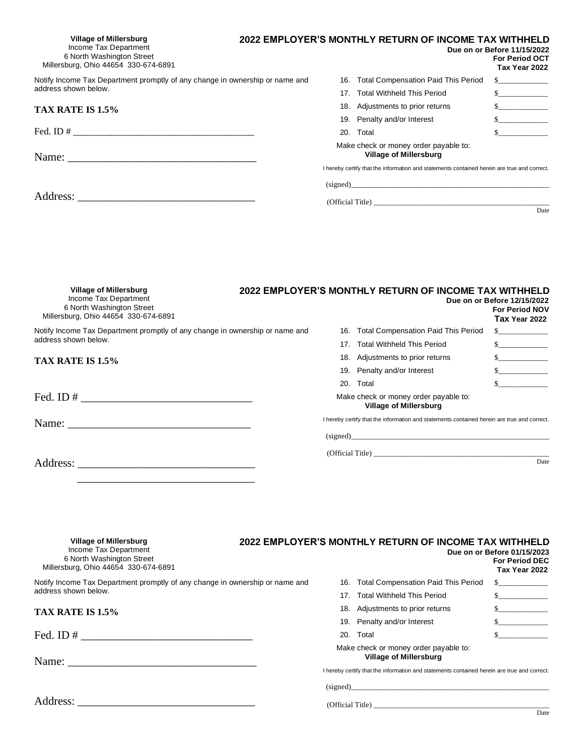**Village of Millersburg**
Income Tax Department
6 North Washington Street
Millersburg, Ohio 44654 330-674-6891

## 2022 EMPLOYER'S MONTHLY RETURN OF INCOME TAX WITHHELD

**Due on or Before 11/15/2022**
**For Period OCT**
**Tax Year 2022**

Notify Income Tax Department promptly of any change in ownership or name and address shown below.

**TAX RATE IS 1.5%**

Fed. ID # ______________________________

Name: ______________________________

Address: ______________________________

| | | |
|---|---|---|
| 16. | Total Compensation Paid This Period | $__________ |
| 17. | Total Withheld This Period | $__________ |
| 18. | Adjustments to prior returns | $__________ |
| 19. | Penalty and/or Interest | $__________ |
| 20. | Total | $__________ |

Make check or money order payable to:
**Village of Millersburg**

I hereby certify that the information and statements contained herein are true and correct.

(signed)______________________________

(Official Title) ______________________________
Date

---

**Village of Millersburg**
Income Tax Department
6 North Washington Street
Millersburg, Ohio 44654 330-674-6891

## 2022 EMPLOYER'S MONTHLY RETURN OF INCOME TAX WITHHELD

**Due on or Before 12/15/2022**
**For Period NOV**
**Tax Year 2022**

Notify Income Tax Department promptly of any change in ownership or name and address shown below.

**TAX RATE IS 1.5%**

Fed. ID # ______________________________

Name: ______________________________

Address: ______________________________
______________________________

| | | |
|---|---|---|
| 16. | Total Compensation Paid This Period | $__________ |
| 17. | Total Withheld This Period | $__________ |
| 18. | Adjustments to prior returns | $__________ |
| 19. | Penalty and/or Interest | $__________ |
| 20. | Total | $__________ |

Make check or money order payable to:
**Village of Millersburg**

I hereby certify that the information and statements contained herein are true and correct.

(signed)______________________________

(Official Title) ______________________________
Date

---

**Village of Millersburg**
Income Tax Department
6 North Washington Street
Millersburg, Ohio 44654 330-674-6891

## 2022 EMPLOYER'S MONTHLY RETURN OF INCOME TAX WITHHELD

**Due on or Before 01/15/2023**
**For Period DEC**
**Tax Year 2022**

Notify Income Tax Department promptly of any change in ownership or name and address shown below.

**TAX RATE IS 1.5%**

Fed. ID # ______________________________

Name: ______________________________

Address: ______________________________

| | | |
|---|---|---|
| 16. | Total Compensation Paid This Period | $__________ |
| 17. | Total Withheld This Period | $__________ |
| 18. | Adjustments to prior returns | $__________ |
| 19. | Penalty and/or Interest | $__________ |
| 20. | Total | $__________ |

Make check or money order payable to:
**Village of Millersburg**

I hereby certify that the information and statements contained herein are true and correct.

(signed)______________________________

(Official Title) ______________________________
Date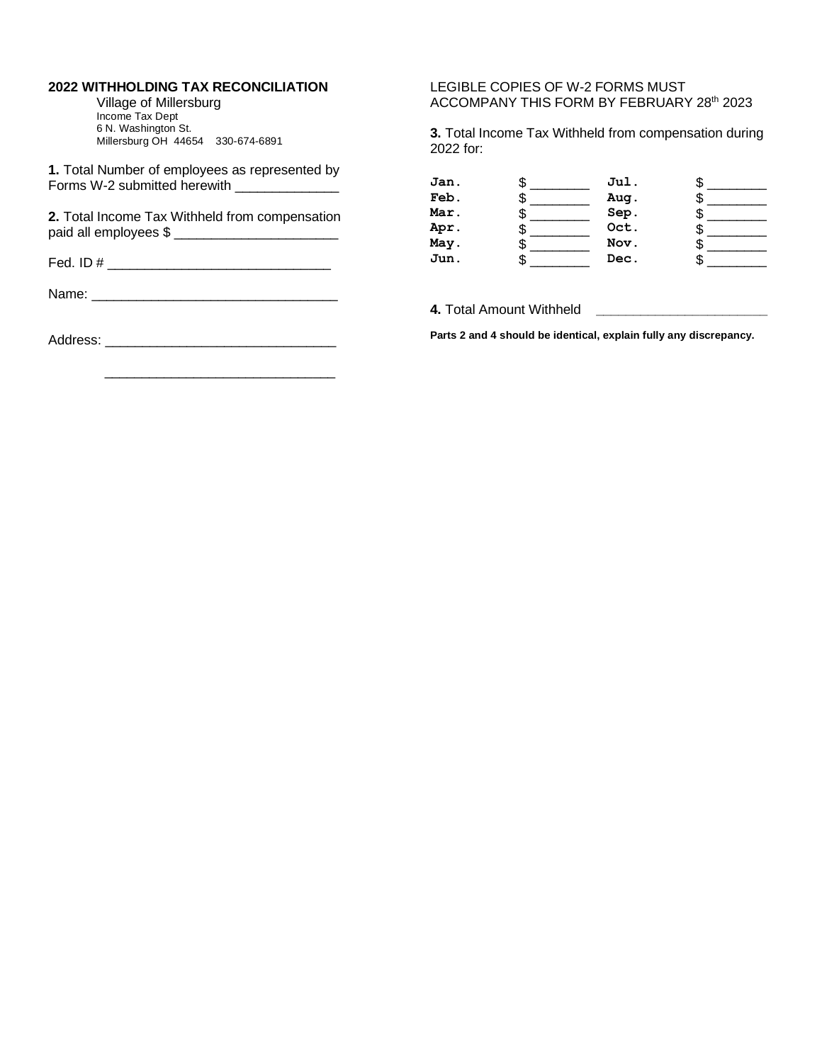**2022 WITHHOLDING TAX RECONCILIATION**

Village of Millersburg
Income Tax Dept
6 N. Washington St.
Millersburg OH 44654 330-674-6891

**1.** Total Number of employees as represented by Forms W-2 submitted herewith _____________

**2.** Total Income Tax Withheld from compensation paid all employees $ _____________________

Fed. ID # _____________________________

Name: ________________________________

Address: ______________________________

______________________________

LEGIBLE COPIES OF W-2 FORMS MUST ACCOMPANY THIS FORM BY FEBRUARY 28th 2023

**3.** Total Income Tax Withheld from compensation during 2022 for:

| | | | |
|---|---|---|---|
| Jan. | $ _______ | Jul. | $ _______ |
| Feb. | $ _______ | Aug. | $ _______ |
| Mar. | $ _______ | Sep. | $ _______ |
| Apr. | $ _______ | Oct. | $ _______ |
| May. | $ _______ | Nov. | $ _______ |
| Jun. | $ _______ | Dec. | $ _______ |

**4.** Total Amount Withheld _____________________

**Parts 2 and 4 should be identical, explain fully any discrepancy.**